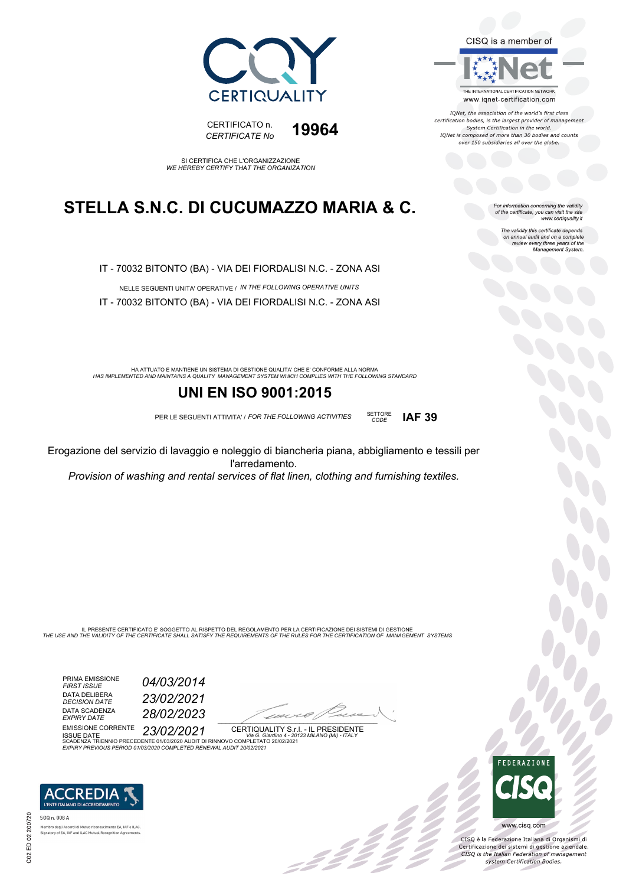CQY CERTIQUALITY

CERTIFICATO n.
*CERTIFICATE No* **19964**

CISQ is a member of

IQNet
THE INTERNATIONAL CERTIFICATION NETWORK
www.iqnet-certification.com

*IQNet, the association of the world's first class certification bodies, is the largest provider of management System Certification in the world. IQNet is composed of more than 30 bodies and counts over 150 subsidiaries all over the globe.*

SI CERTIFICA CHE L'ORGANIZZAZIONE
*WE HEREBY CERTIFY THAT THE ORGANIZATION*

# STELLA S.N.C. DI CUCUMAZZO MARIA & C.

*For information concerning the validity of the certificate, you can visit the site www.certiquality.it*

*The validity this certificate depends on annual audit and on a complete review every three years of the Management System.*

IT - 70032 BITONTO (BA) - VIA DEI FIORDALISI N.C. - ZONA ASI

NELLE SEGUENTI UNITA' OPERATIVE / *IN THE FOLLOWING OPERATIVE UNITS*

IT - 70032 BITONTO (BA) - VIA DEI FIORDALISI N.C. - ZONA ASI

HA ATTUATO E MANTIENE UN SISTEMA DI GESTIONE QUALITA' CHE E' CONFORME ALLA NORMA
*HAS IMPLEMENTED AND MAINTAINS A QUALITY MANAGEMENT SYSTEM WHICH COMPLIES WITH THE FOLLOWING STANDARD*

## UNI EN ISO 9001:2015

PER LE SEGUENTI ATTIVITA' / *FOR THE FOLLOWING ACTIVITIES* SETTORE *CODE* **IAF 39**

Erogazione del servizio di lavaggio e noleggio di biancheria piana, abbigliamento e tessili per l'arredamento.

*Provision of washing and rental services of flat linen, clothing and furnishing textiles.*

IL PRESENTE CERTIFICATO E' SOGGETTO AL RISPETTO DEL REGOLAMENTO PER LA CERTIFICAZIONE DEI SISTEMI DI GESTIONE
*THE USE AND THE VALIDITY OF THE CERTIFICATE SHALL SATISFY THE REQUIREMENTS OF THE RULES FOR THE CERTIFICATION OF MANAGEMENT SYSTEMS*

PRIMA EMISSIONE *FIRST ISSUE* *04/03/2014*
DATA DELIBERA *DECISION DATE* *23/02/2021*
DATA SCADENZA *EXPIRY DATE* *28/02/2023*
EMISSIONE CORRENTE ISSUE DATE *23/02/2021*

CERTIQUALITY S.r.l. - IL PRESIDENTE
*Via G. Giardino 4 - 20123 MILANO (MI) - ITALY*

SCADENZA TRIENNIO PRECEDENTE 01/03/2020 AUDIT DI RINNOVO COMPLETATO 20/02/2021
*EXPIRY PREVIOUS PERIOD 01/03/2020 COMPLETED RENEWAL AUDIT 20/02/2021*

ACCREDIA
L'ENTE ITALIANO DI ACCREDITAMENTO
SGQ n. 008 A
Membro degli Accordi di Mutuo riconoscimento EA, IAF e ILAC
Signatory of EA, IAF and ILAC Mutual Recognition Agreements

C02 ED 02 200720

FEDERAZIONE CISQ
www.cisq.com

CISQ è la Federazione Italiana di Organismi di Certificazione dei sistemi di gestione aziendale.
*CISQ is the Italian Federation of management system Certification Bodies.*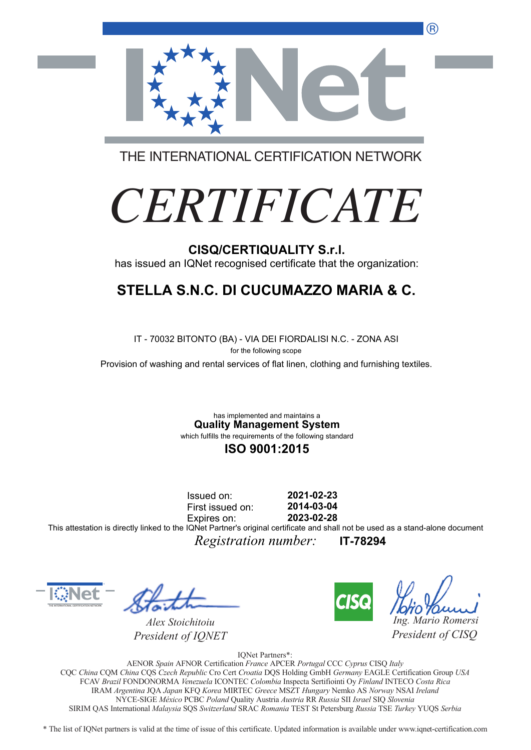THE INTERNATIONAL CERTIFICATION NETWORK

# CERTIFICATE

**CISQ/CERTIQUALITY S.r.l.**

has issued an IQNet recognised certificate that the organization:

## STELLA S.N.C. DI CUCUMAZZO MARIA & C.

IT - 70032 BITONTO (BA) - VIA DEI FIORDALISI N.C. - ZONA ASI

for the following scope

Provision of washing and rental services of flat linen, clothing and furnishing textiles.

has implemented and maintains a

**Quality Management System**

which fulfills the requirements of the following standard

**ISO 9001:2015**

| | |
|---|---|
| Issued on: | **2021-02-23** |
| First issued on: | **2014-03-04** |
| Expires on: | **2023-02-28** |

This attestation is directly linked to the IQNet Partner's original certificate and shall not be used as a stand-alone document

*Registration number:* **IT-78294**

*Alex Stoichitoiu*
*President of IQNET*

*Ing. Mario Romersi*
*President of CISQ*

IQNet Partners*:

AENOR *Spain* AFNOR Certification *France* APCER *Portugal* CCC *Cyprus* CISQ *Italy*
CQC *China* CQM *China* CQS *Czech Republic* Cro Cert *Croatia* DQS Holding GmbH *Germany* EAGLE Certification Group *USA*
FCAV *Brazil* FONDONORMA *Venezuela* ICONTEC *Colombia* Inspecta Sertifiointi Oy *Finland* INTECO *Costa Rica*
IRAM *Argentina* JQA *Japan* KFQ *Korea* MIRTEC *Greece* MSZT *Hungary* Nemko AS *Norway* NSAI *Ireland*
NYCE-SIGE *México* PCBC *Poland* Quality Austria *Austria* RR *Russia* SII *Israel* SIQ *Slovenia*
SIRIM QAS International *Malaysia* SQS *Switzerland* SRAC *Romania* TEST St Petersburg *Russia* TSE *Turkey* YUQS *Serbia*

* The list of IQNet partners is valid at the time of issue of this certificate. Updated information is available under www.iqnet-certification.com